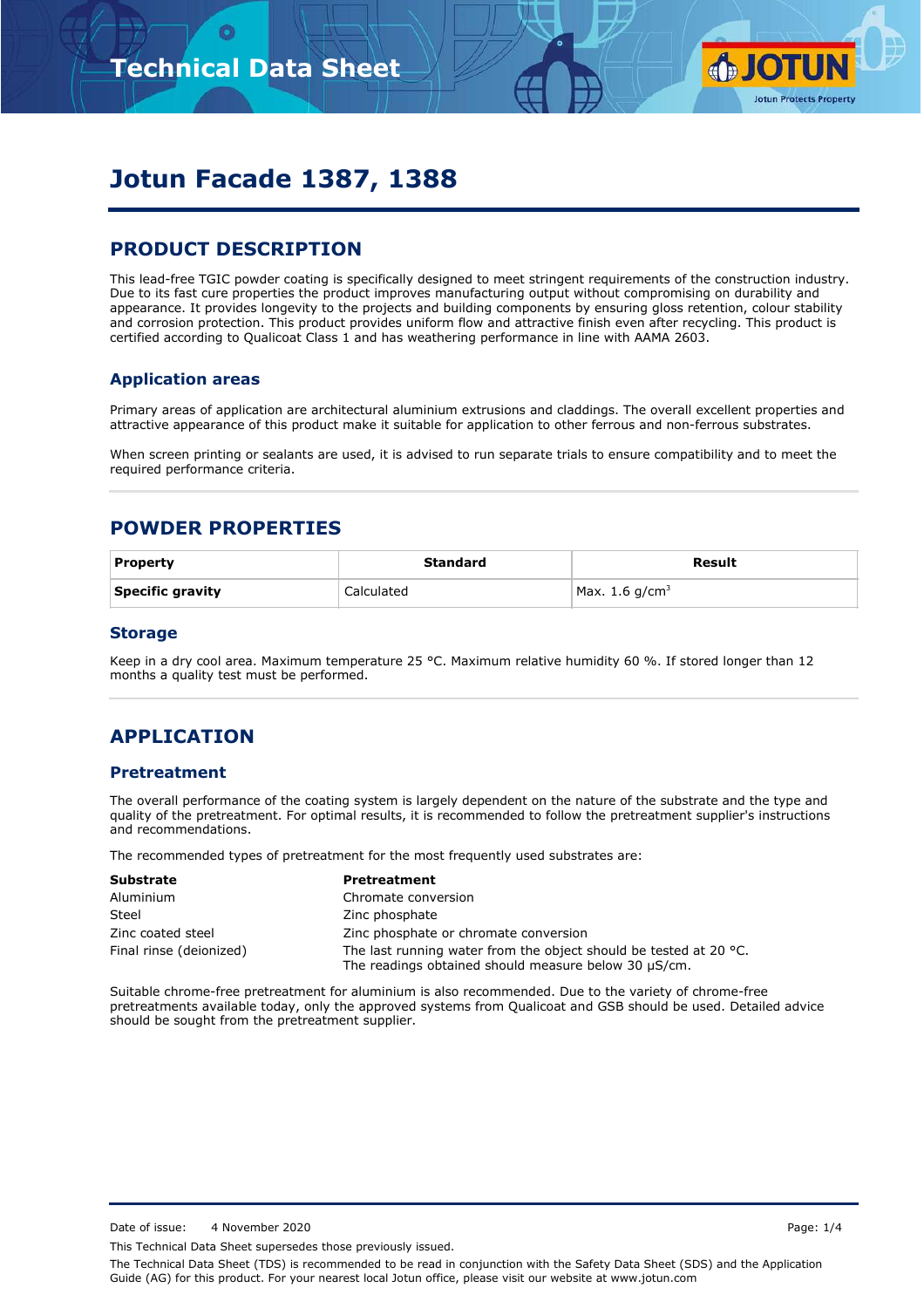# Jotun Facade 1387, 1388

## PRODUCT DESCRIPTION

This lead-free TGIC powder coating is specifically designed to meet stringent requirements of the construction industry. Due to its fast cure properties the product improves manufacturing output without compromising on durability and appearance. It provides longevity to the projects and building components by ensuring gloss retention, colour stability and corrosion protection. This product provides uniform flow and attractive finish even after recycling. This product is certified according to Qualicoat Class 1 and has weathering performance in line with AAMA 2603.

### Application areas

Primary areas of application are architectural aluminium extrusions and claddings. The overall excellent properties and attractive appearance of this product make it suitable for application to other ferrous and non-ferrous substrates.

When screen printing or sealants are used, it is advised to run separate trials to ensure compatibility and to meet the required performance criteria.

## POWDER PROPERTIES

| Property | Standard | Result |
|---|---|---|
| **Specific gravity** | Calculated | Max. 1.6 g/cm$^3$ |

### Storage

Keep in a dry cool area. Maximum temperature 25 °C. Maximum relative humidity 60 %. If stored longer than 12 months a quality test must be performed.

## APPLICATION

### Pretreatment

The overall performance of the coating system is largely dependent on the nature of the substrate and the type and quality of the pretreatment. For optimal results, it is recommended to follow the pretreatment supplier's instructions and recommendations.

The recommended types of pretreatment for the most frequently used substrates are:

| **Substrate** | **Pretreatment** |
|---|---|
| Aluminium | Chromate conversion |
| Steel | Zinc phosphate |
| Zinc coated steel | Zinc phosphate or chromate conversion |
| Final rinse (deionized) | The last running water from the object should be tested at 20 °C. The readings obtained should measure below 30 µS/cm. |

Suitable chrome-free pretreatment for aluminium is also recommended. Due to the variety of chrome-free pretreatments available today, only the approved systems from Qualicoat and GSB should be used. Detailed advice should be sought from the pretreatment supplier.

Date of issue: 4 November 2020

This Technical Data Sheet supersedes those previously issued.

The Technical Data Sheet (TDS) is recommended to be read in conjunction with the Safety Data Sheet (SDS) and the Application Guide (AG) for this product. For your nearest local Jotun office, please visit our website at www.jotun.com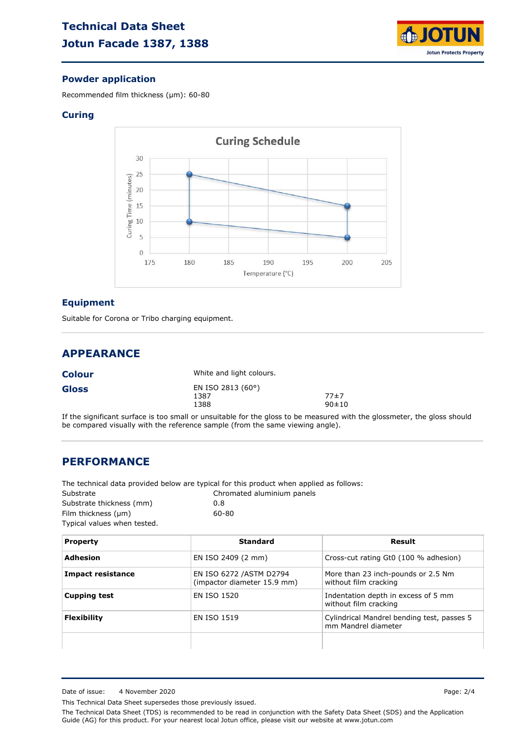## Powder application

Recommended film thickness (μm): 60-80

## Curing

## Equipment

Suitable for Corona or Tribo charging equipment.

# APPEARANCE

**Colour** White and light colours.

**Gloss**

| EN ISO 2813 (60°) | |
|---|---|
| 1387 | 77±7 |
| 1388 | 90±10 |

If the significant surface is too small or unsuitable for the gloss to be measured with the glossmeter, the gloss should be compared visually with the reference sample (from the same viewing angle).

# PERFORMANCE

The technical data provided below are typical for this product when applied as follows:

| | |
|---|---|
| Substrate | Chromated aluminium panels |
| Substrate thickness (mm) | 0.8 |
| Film thickness (μm) | 60-80 |

Typical values when tested.

| Property | Standard | Result |
|---|---|---|
| **Adhesion** | EN ISO 2409 (2 mm) | Cross-cut rating Gt0 (100 % adhesion) |
| **Impact resistance** | EN ISO 6272 /ASTM D2794 (impactor diameter 15.9 mm) | More than 23 inch-pounds or 2.5 Nm without film cracking |
| **Cupping test** | EN ISO 1520 | Indentation depth in excess of 5 mm without film cracking |
| **Flexibility** | EN ISO 1519 | Cylindrical Mandrel bending test, passes 5 mm Mandrel diameter |
| | | |

Date of issue: 4 November 2020

This Technical Data Sheet supersedes those previously issued.

The Technical Data Sheet (TDS) is recommended to be read in conjunction with the Safety Data Sheet (SDS) and the Application Guide (AG) for this product. For your nearest local Jotun office, please visit our website at www.jotun.com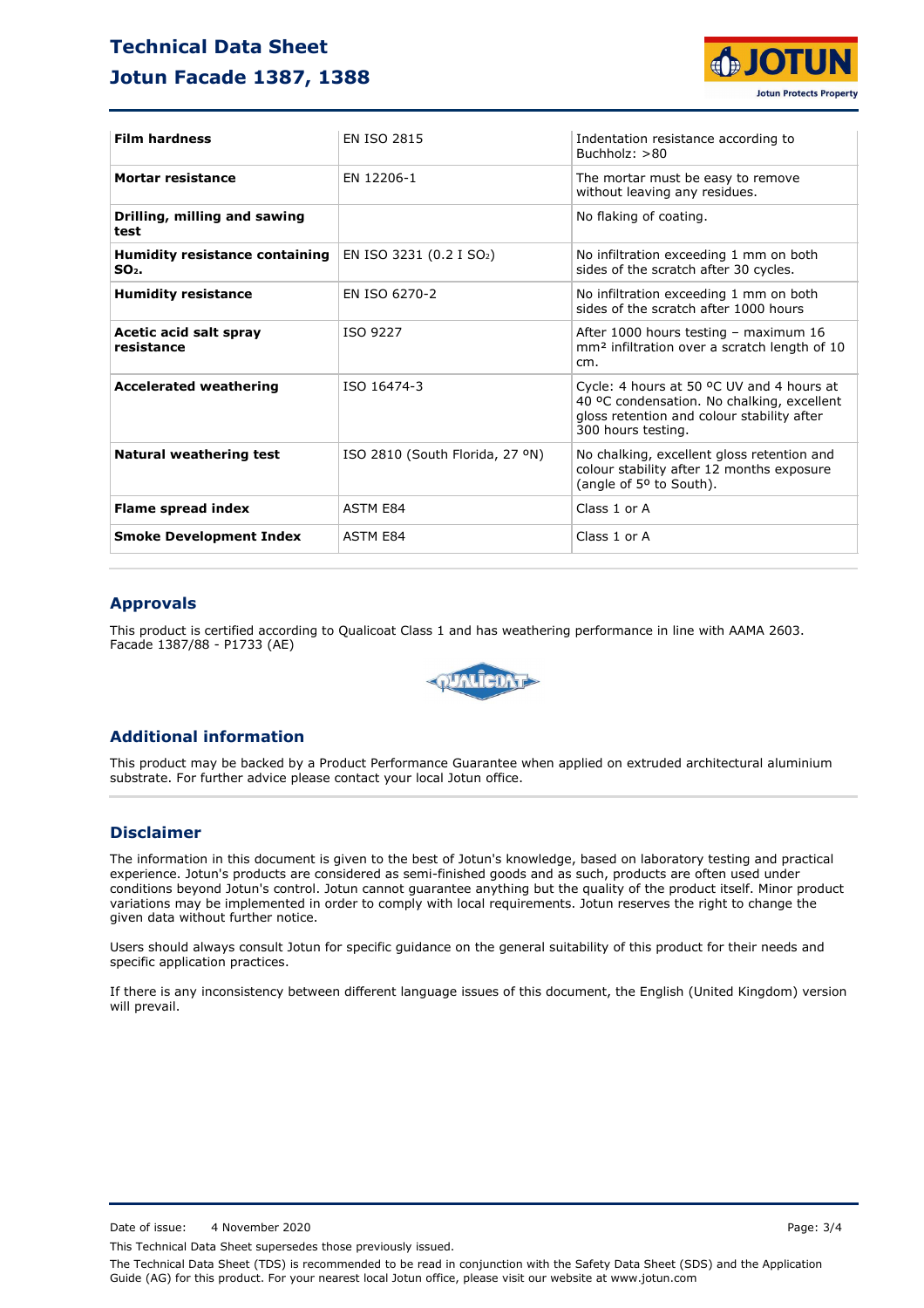| Film hardness | EN ISO 2815 | Indentation resistance according to Buchholz: >80 |
|---|---|---|
| Mortar resistance | EN 12206-1 | The mortar must be easy to remove without leaving any residues. |
| Drilling, milling and sawing test | | No flaking of coating. |
| Humidity resistance containing $SO_2$. | EN ISO 3231 (0.2 I $SO_2$) | No infiltration exceeding 1 mm on both sides of the scratch after 30 cycles. |
| Humidity resistance | EN ISO 6270-2 | No infiltration exceeding 1 mm on both sides of the scratch after 1000 hours |
| Acetic acid salt spray resistance | ISO 9227 | After 1000 hours testing – maximum 16 $mm^2$ infiltration over a scratch length of 10 cm. |
| Accelerated weathering | ISO 16474-3 | Cycle: 4 hours at 50 ºC UV and 4 hours at 40 ºC condensation. No chalking, excellent gloss retention and colour stability after 300 hours testing. |
| Natural weathering test | ISO 2810 (South Florida, 27 ºN) | No chalking, excellent gloss retention and colour stability after 12 months exposure (angle of 5º to South). |
| Flame spread index | ASTM E84 | Class 1 or A |
| Smoke Development Index | ASTM E84 | Class 1 or A |

## Approvals

This product is certified according to Qualicoat Class 1 and has weathering performance in line with AAMA 2603.
Facade 1387/88 - P1733 (AE)

## Additional information

This product may be backed by a Product Performance Guarantee when applied on extruded architectural aluminium substrate. For further advice please contact your local Jotun office.

## Disclaimer

The information in this document is given to the best of Jotun's knowledge, based on laboratory testing and practical experience. Jotun's products are considered as semi-finished goods and as such, products are often used under conditions beyond Jotun's control. Jotun cannot guarantee anything but the quality of the product itself. Minor product variations may be implemented in order to comply with local requirements. Jotun reserves the right to change the given data without further notice.

Users should always consult Jotun for specific guidance on the general suitability of this product for their needs and specific application practices.

If there is any inconsistency between different language issues of this document, the English (United Kingdom) version will prevail.